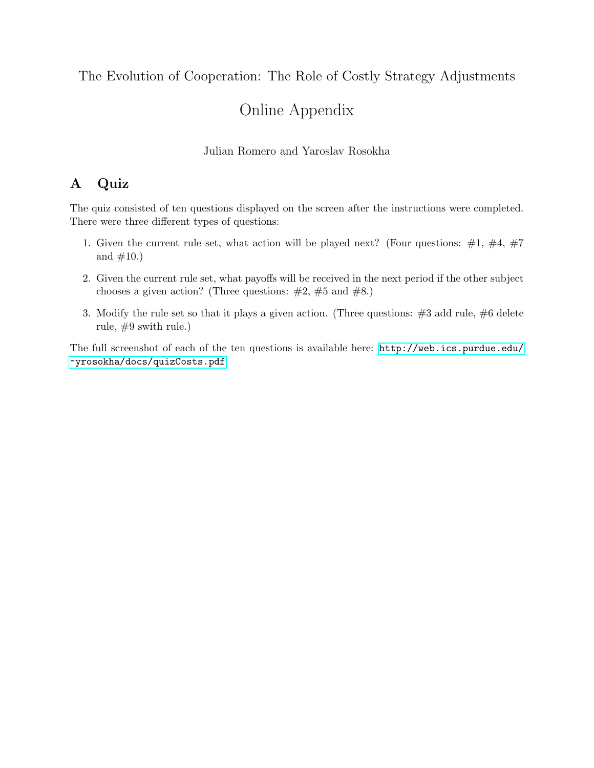The Evolution of Cooperation: The Role of Costly Strategy Adjustments

# Online Appendix

Julian Romero and Yaroslav Rosokha

## A Quiz

The quiz consisted of ten questions displayed on the screen after the instructions were completed. There were three different types of questions:

1. Given the current rule set, what action will be played next? (Four questions: #1, #4, #7 and #10.)
2. Given the current rule set, what payoffs will be received in the next period if the other subject chooses a given action? (Three questions: #2, #5 and #8.)
3. Modify the rule set so that it plays a given action. (Three questions: #3 add rule, #6 delete rule, #9 swith rule.)

The full screenshot of each of the ten questions is available here: http://web.ics.purdue.edu/~yrosokha/docs/quizCosts.pdf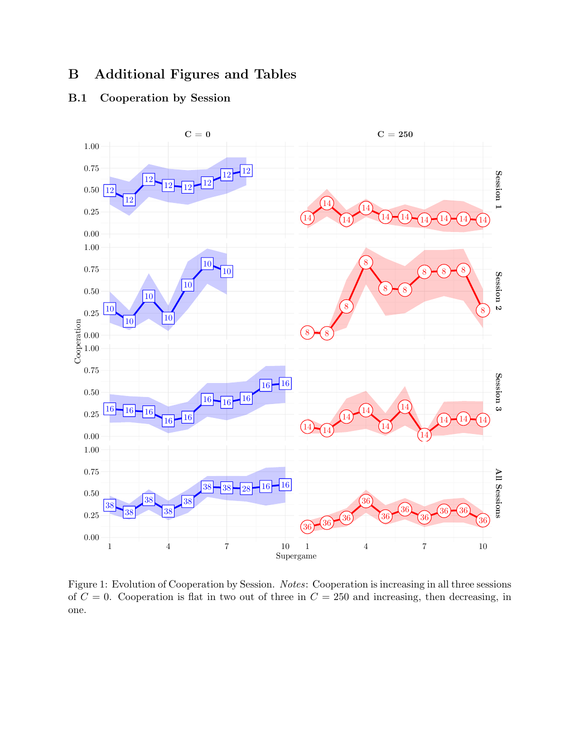# B Additional Figures and Tables

## B.1 Cooperation by Session

Figure 1: Evolution of Cooperation by Session. *Notes*: Cooperation is increasing in all three sessions of $C = 0$. Cooperation is flat in two out of three in $C = 250$ and increasing, then decreasing, in one.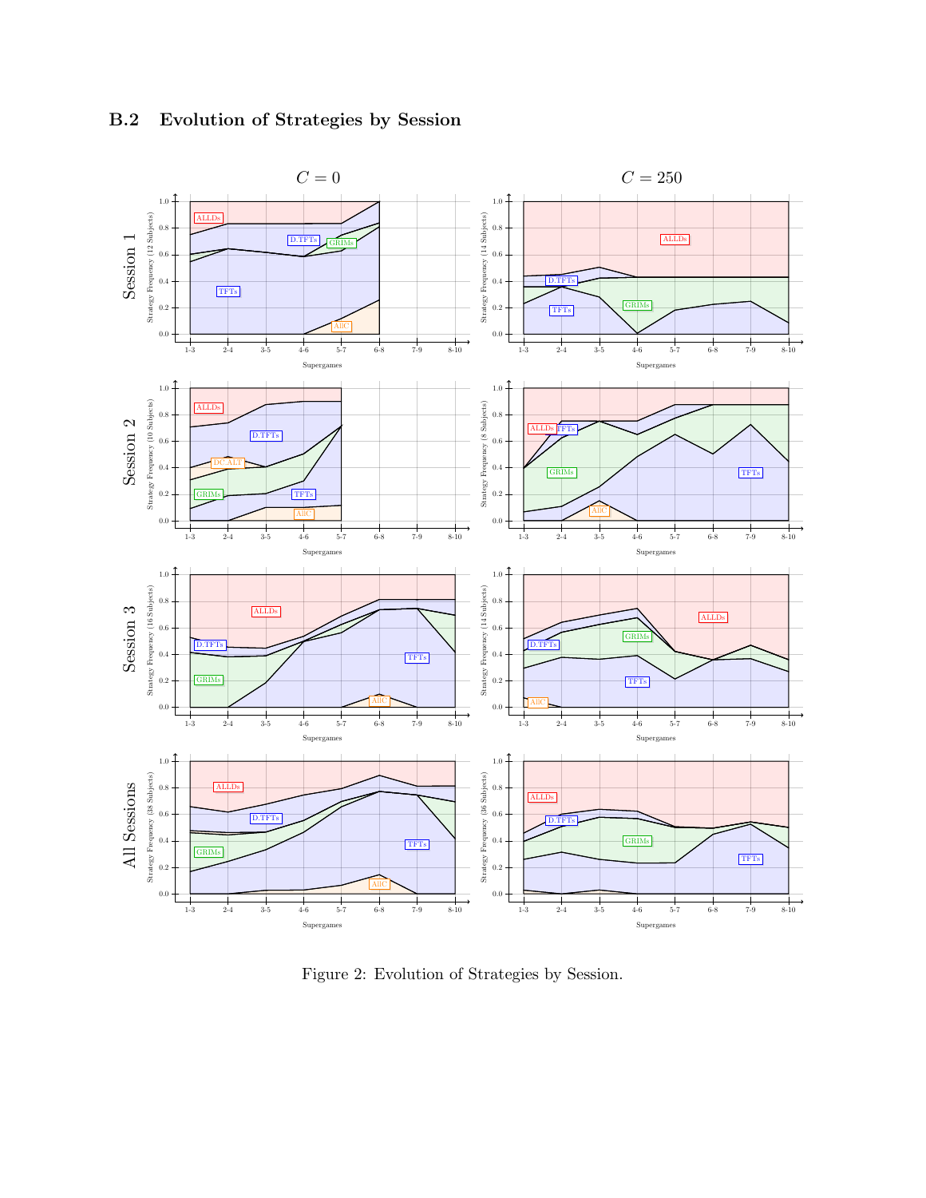## B.2 Evolution of Strategies by Session

Figure 2: Evolution of Strategies by Session.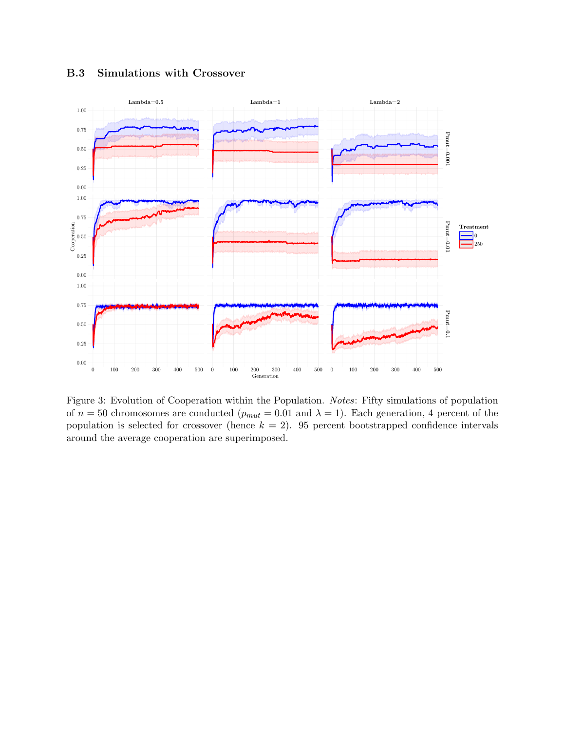### B.3 Simulations with Crossover

Figure 3: Evolution of Cooperation within the Population. *Notes*: Fifty simulations of population of $n = 50$ chromosomes are conducted ($p_{mut} = 0.01$ and $\lambda = 1$). Each generation, 4 percent of the population is selected for crossover (hence $k = 2$). 95 percent bootstrapped confidence intervals around the average cooperation are superimposed.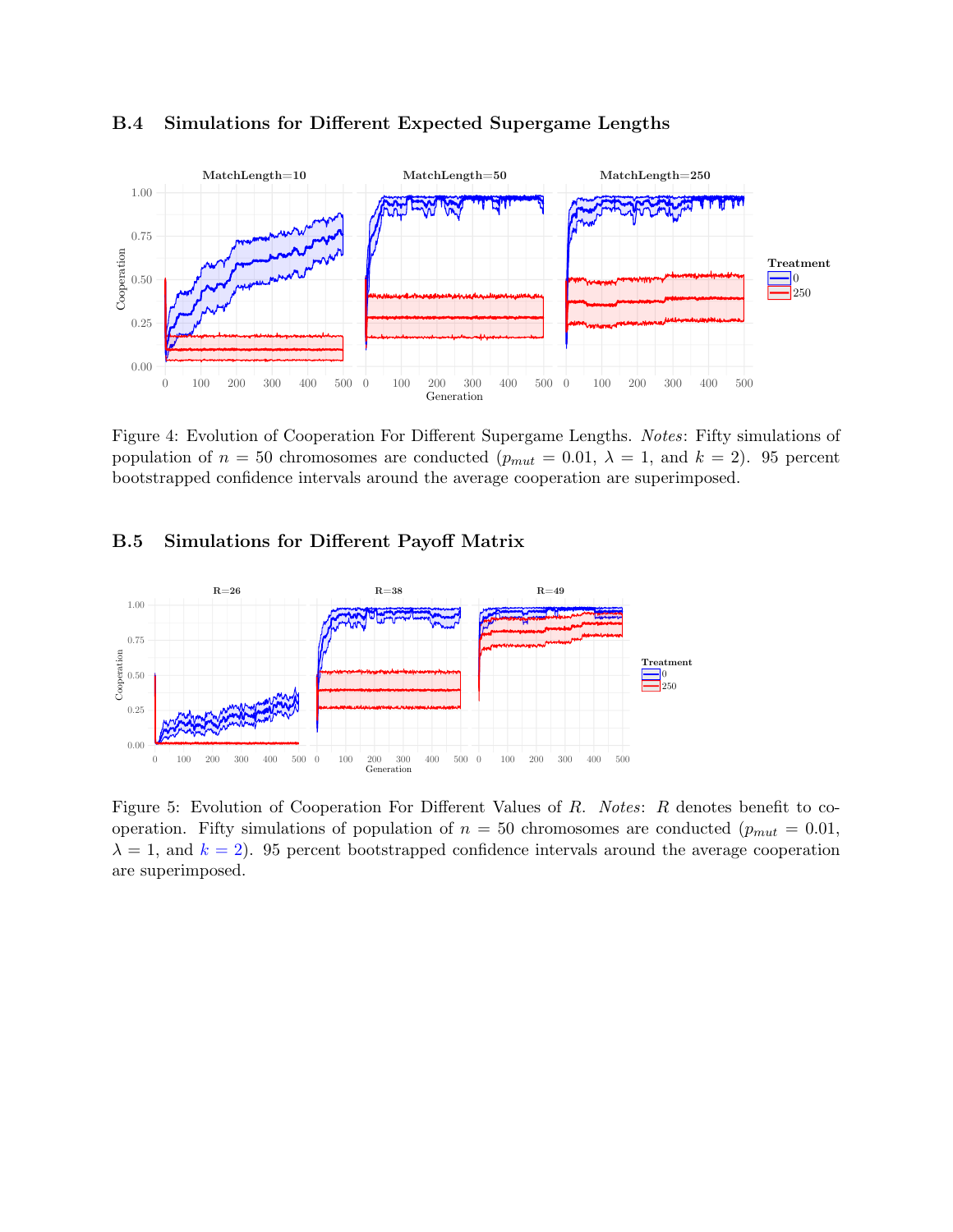### B.4 Simulations for Different Expected Supergame Lengths

Figure 4: Evolution of Cooperation For Different Supergame Lengths. *Notes*: Fifty simulations of population of $n = 50$ chromosomes are conducted ($p_{mut} = 0.01$, $\lambda = 1$, and $k = 2$). 95 percent bootstrapped confidence intervals around the average cooperation are superimposed.

### B.5 Simulations for Different Payoff Matrix

Figure 5: Evolution of Cooperation For Different Values of $R$. *Notes*: $R$ denotes benefit to cooperation. Fifty simulations of population of $n = 50$ chromosomes are conducted ($p_{mut} = 0.01$, $\lambda = 1$, and $k = 2$). 95 percent bootstrapped confidence intervals around the average cooperation are superimposed.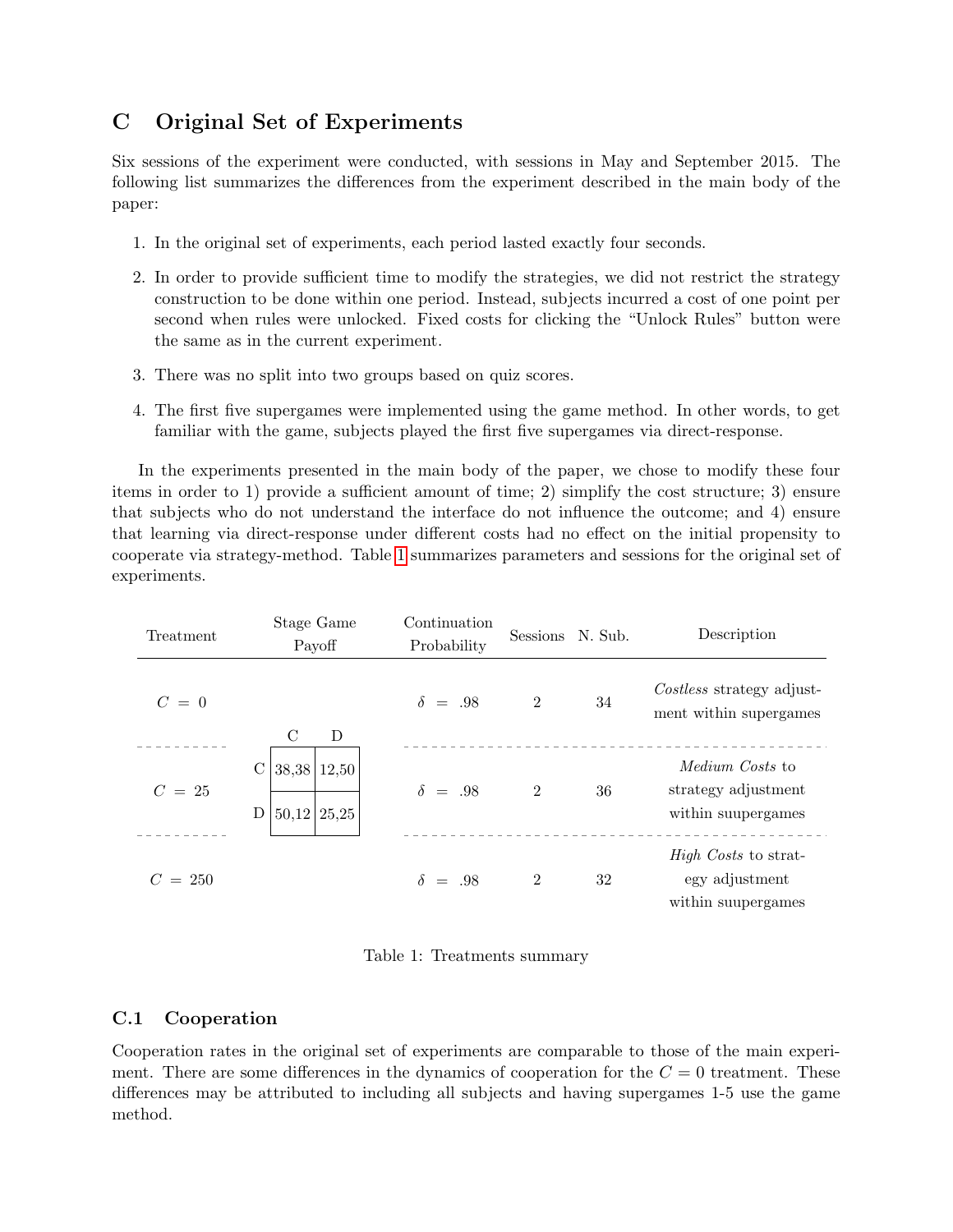# C Original Set of Experiments

Six sessions of the experiment were conducted, with sessions in May and September 2015. The following list summarizes the differences from the experiment described in the main body of the paper:

1. In the original set of experiments, each period lasted exactly four seconds.
2. In order to provide sufficient time to modify the strategies, we did not restrict the strategy construction to be done within one period. Instead, subjects incurred a cost of one point per second when rules were unlocked. Fixed costs for clicking the "Unlock Rules" button were the same as in the current experiment.
3. There was no split into two groups based on quiz scores.
4. The first five supergames were implemented using the game method. In other words, to get familiar with the game, subjects played the first five supergames via direct-response.

In the experiments presented in the main body of the paper, we chose to modify these four items in order to 1) provide a sufficient amount of time; 2) simplify the cost structure; 3) ensure that subjects who do not understand the interface do not influence the outcome; and 4) ensure that learning via direct-response under different costs had no effect on the initial propensity to cooperate via strategy-method. Table 1 summarizes parameters and sessions for the original set of experiments.

| Treatment | Stage Game Payoff | Continuation Probability | Sessions | N. Sub. | Description |
|---|---|---|---|---|---|
| $C = 0$ | | $\delta = .98$ | 2 | 34 | *Costless* strategy adjustment within supergames |
| $C = 25$ | C/C: 38,38; C/D: 12,50; D/C: 50,12; D/D: 25,25 | $\delta = .98$ | 2 | 36 | *Medium Costs* to strategy adjustment within suupergames |
| $C = 250$ | | $\delta = .98$ | 2 | 32 | *High Costs* to strategy adjustment within suupergames |

Stage game payoff (common to all treatments):

| | C | D |
|---|---|---|
| C | 38,38 | 12,50 |
| D | 50,12 | 25,25 |

Table 1: Treatments summary

## C.1 Cooperation

Cooperation rates in the original set of experiments are comparable to those of the main experiment. There are some differences in the dynamics of cooperation for the $C = 0$ treatment. These differences may be attributed to including all subjects and having supergames 1-5 use the game method.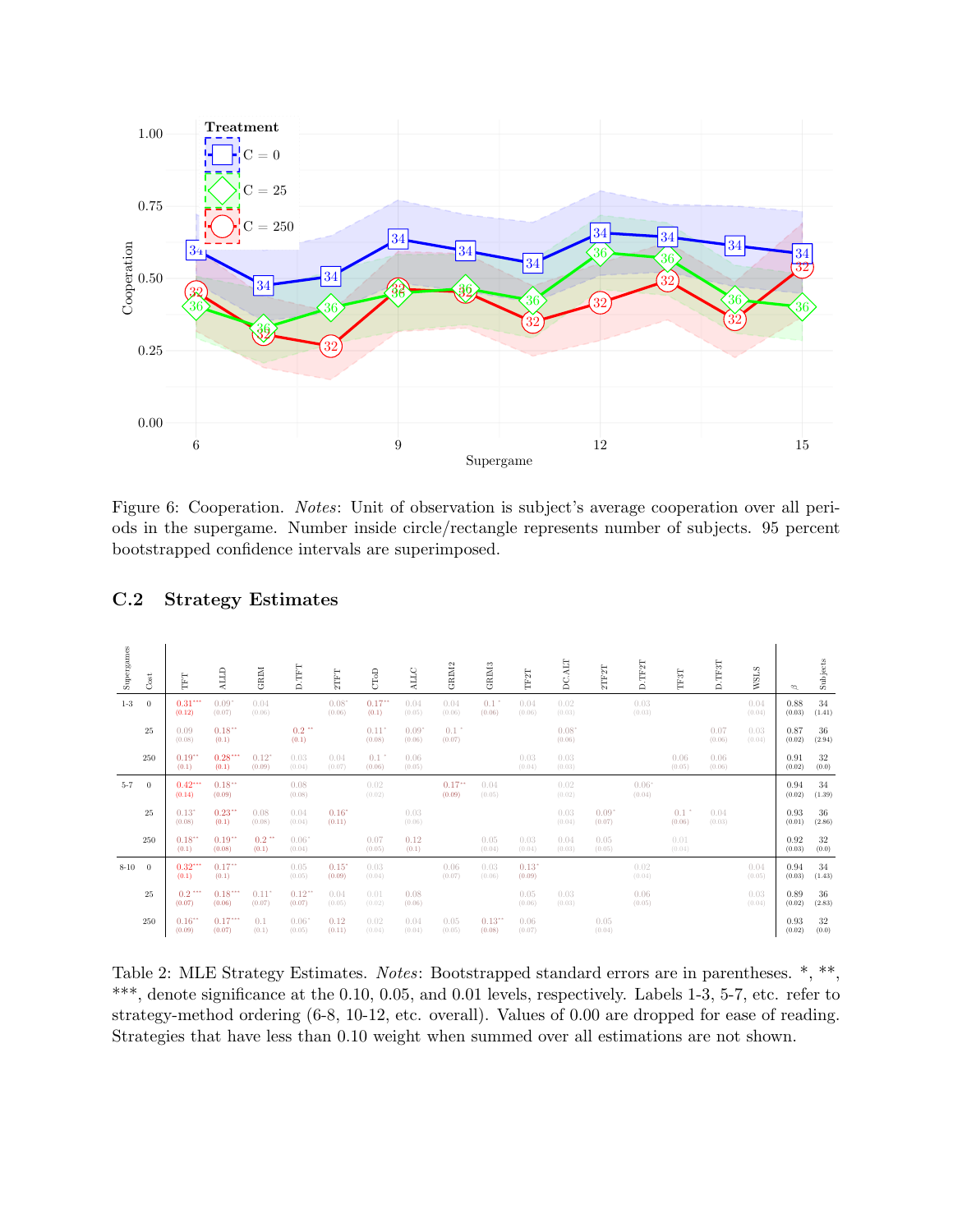Figure 6: Cooperation. *Notes*: Unit of observation is subject's average cooperation over all periods in the supergame. Number inside circle/rectangle represents number of subjects. 95 percent bootstrapped confidence intervals are superimposed.

## C.2 Strategy Estimates

| Supergames | Cost | TFT | ALLD | GRIM | D.TFT | 2TFT | CToD | ALLC | GRIM2 | GRIM3 | TF2T | DC.ALT | 2TF2T | D.TF2T | TF3T | D.TF3T | WSLS | $\beta$ | Subjects |
|---|---|---|---|---|---|---|---|---|---|---|---|---|---|---|---|---|---|---|---|
| 1-3 | 0 | 0.31*** (0.12) | 0.09* (0.07) | 0.04 (0.06) | | 0.08* (0.06) | 0.17** (0.1) | 0.04 (0.05) | 0.04 (0.06) | 0.1* (0.06) | 0.04 (0.06) | 0.02 (0.03) | | 0.03 (0.03) | | | 0.04 (0.04) | 0.88 (0.03) | 34 (1.41) |
| | 25 | 0.09 (0.08) | 0.18** (0.1) | | 0.2** (0.1) | | 0.11* (0.08) | 0.09* (0.06) | 0.1* (0.07) | | | 0.08* (0.06) | | | | 0.07 (0.06) | 0.03 (0.04) | 0.87 (0.02) | 36 (2.94) |
| | 250 | 0.19** (0.1) | 0.28*** (0.1) | 0.12* (0.09) | 0.03 (0.04) | 0.04 (0.07) | 0.1* (0.06) | 0.06 (0.05) | | | 0.03 (0.04) | 0.03 (0.03) | | | 0.06 (0.05) | 0.06 (0.06) | | 0.91 (0.02) | 32 (0.0) |
| 5-7 | 0 | 0.42*** (0.14) | 0.18** (0.09) | | 0.08 (0.08) | | 0.02 (0.02) | | 0.17** (0.09) | 0.04 (0.05) | | 0.02 (0.02) | | 0.06* (0.04) | | | | 0.94 (0.02) | 34 (1.39) |
| | 25 | 0.13* (0.08) | 0.23** (0.1) | 0.08 (0.08) | 0.04 (0.04) | 0.16* (0.11) | | 0.03 (0.06) | | | | 0.03 (0.04) | 0.09* (0.07) | | 0.1* (0.06) | 0.04 (0.03) | | 0.93 (0.01) | 36 (2.86) |
| | 250 | 0.18** (0.1) | 0.19** (0.08) | 0.2** (0.1) | 0.06* (0.04) | | 0.07 (0.05) | 0.12 (0.1) | | 0.05 (0.04) | 0.03 (0.04) | 0.04 (0.03) | 0.05 (0.05) | | 0.01 (0.04) | | | 0.92 (0.03) | 32 (0.0) |
| 8-10 | 0 | 0.32*** (0.1) | 0.17** (0.1) | | 0.05 (0.05) | 0.15* (0.09) | 0.03 (0.04) | | 0.06 (0.07) | 0.03 (0.06) | 0.13* (0.09) | | | 0.02 (0.04) | | | 0.04 (0.05) | 0.94 (0.03) | 34 (1.43) |
| | 25 | 0.2*** (0.07) | 0.18*** (0.06) | 0.11* (0.07) | 0.12** (0.07) | 0.04 (0.05) | 0.01 (0.02) | 0.08 (0.06) | | | 0.05 (0.06) | 0.03 (0.03) | | 0.06 (0.05) | | | 0.03 (0.04) | 0.89 (0.02) | 36 (2.83) |
| | 250 | 0.16** (0.09) | 0.17*** (0.07) | 0.1 (0.1) | 0.06* (0.05) | 0.12 (0.11) | 0.02 (0.04) | 0.04 (0.04) | 0.05 (0.05) | 0.13** (0.08) | 0.06 (0.07) | | 0.05 (0.04) | | | | | 0.93 (0.02) | 32 (0.0) |

Table 2: MLE Strategy Estimates. *Notes*: Bootstrapped standard errors are in parentheses. *, **, ***, denote significance at the 0.10, 0.05, and 0.01 levels, respectively. Labels 1-3, 5-7, etc. refer to strategy-method ordering (6-8, 10-12, etc. overall). Values of 0.00 are dropped for ease of reading. Strategies that have less than 0.10 weight when summed over all estimations are not shown.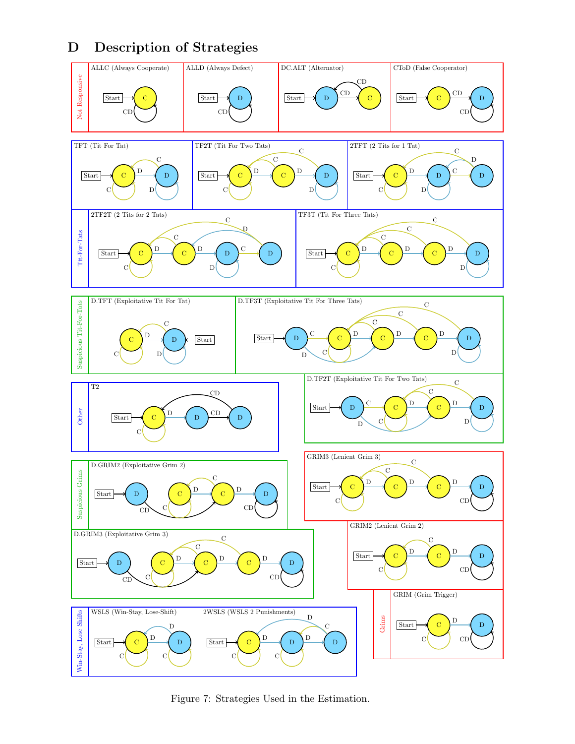# D Description of Strategies

Not Responsive

ALLC (Always Cooperate)

Start C CD

ALLD (Always Defect)

Start D CD

DC.ALT (Alternator)

Start D CD C CD

CToD (False Cooperator)

Start C CD D CD

Tit-For-Tats

TFT (Tit For Tat)

Start C D D C C D

TF2T (Tit For Two Tats)

Start C D C D D C C D

2TFT (2 Tits for 1 Tat)

Start C D D C D C D C D

2TF2T (2 Tits for 2 Tats)

Start C D C D D C D C C D C D

TF3T (Tit For Three Tats)

Start C D C D C D D C C C C D

Suspicious Tit-For-Tats

D.TFT (Exploitative Tit For Tat)

C D D Start C C D

D.TF3T (Exploitative Tit For Three Tats)

Start D C C D C D C D D C C C C D D

D.TF2T (Exploitative Tit For Two Tats)

Start D C C D C D D C C C D D

Other

T2

Start C D D CD D CD C

Suspicious Grims

D.GRIM2 (Exploitative Grim 2)

Start D C D C D D CD C C CD

D.GRIM3 (Exploitative Grim 3)

Start D C D C D C D D CD C C C CD

Grims

GRIM3 (Lenient Grim 3)

Start C D C D C D D C C C CD

GRIM2 (Lenient Grim 2)

Start C D C D D C C CD

GRIM (Grim Trigger)

Start C D D C CD

Win-Stay, Lose Shifts

WSLS (Win-Stay, Lose-Shift)

Start C D D D C C

2WSLS (WSLS 2 Punishments)

Start C D D D D C D C C

Figure 7: Strategies Used in the Estimation.